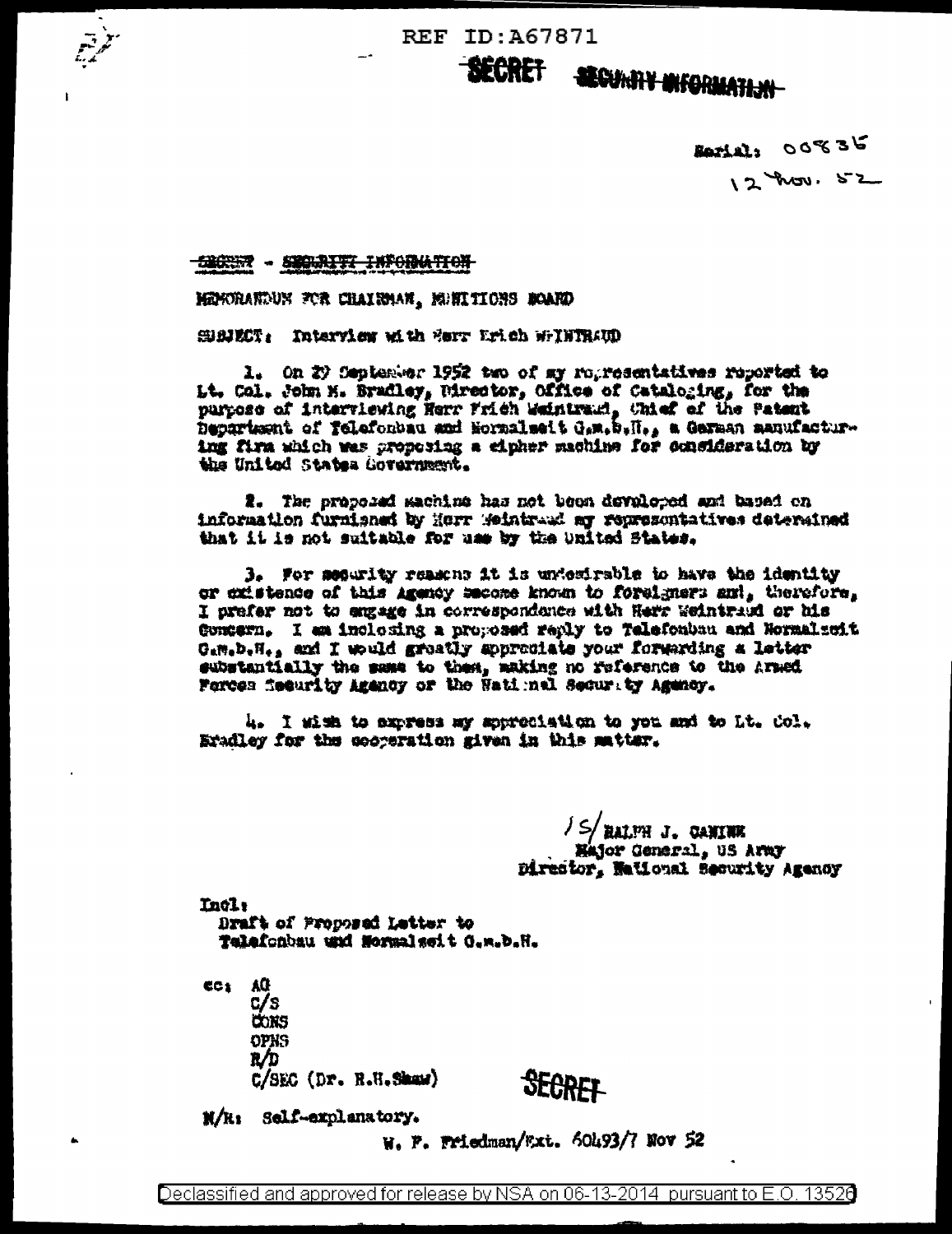REF ID:A67871

SECRET SECURITY INFORMATION

Serial: 00835
12 Nov. 52

SECRET - SECURITY INFORMATION

MEMORANDUM FOR CHAIRMAN, MUNITIONS BOARD

SUBJECT: Interview with Herr Erich WEINTRAUD

1. On 29 September 1952 two of my representatives reported to Lt. Col. John M. Bradley, Director, Office of Cataloging, for the purpose of interviewing Herr Erich Weintraud, Chief of the Patent Department of Telefonbau and Normalzeit G.m.b.H., a German manufacturing firm which was proposing a cipher machine for consideration by the United States Government.

2. The proposed machine has not been developed and based on information furnished by Herr Weintraud my representatives determined that it is not suitable for use by the United States.

3. For security reasons it is undesirable to have the identity or existence of this Agency become known to foreigners and, therefore, I prefer not to engage in correspondence with Herr Weintraud or his Concern. I am inclosing a proposed reply to Telefonbau and Normalzeit G.m.b.H., and I would greatly appreciate your forwarding a letter substantially the same to them, making no reference to the Armed Forces Security Agency or the National Security Agency.

4. I wish to express my appreciation to you and to Lt. Col. Bradley for the cooperation given in this matter.

/S/ RALPH J. CANINE
Major General, US Army
Director, National Security Agency

Incl:
Draft of Proposed Letter to
Telefonbau und Normalzeit G.m.b.H.

cc: AG
C/S
CONS
OPNS
R/D
C/SEC (Dr. R.H.Shaw)

SECRET

M/R: Self-explanatory.

W. F. Friedman/Ext. 60493/7 Nov 52

Declassified and approved for release by NSA on 06-13-2014 pursuant to E.O. 13526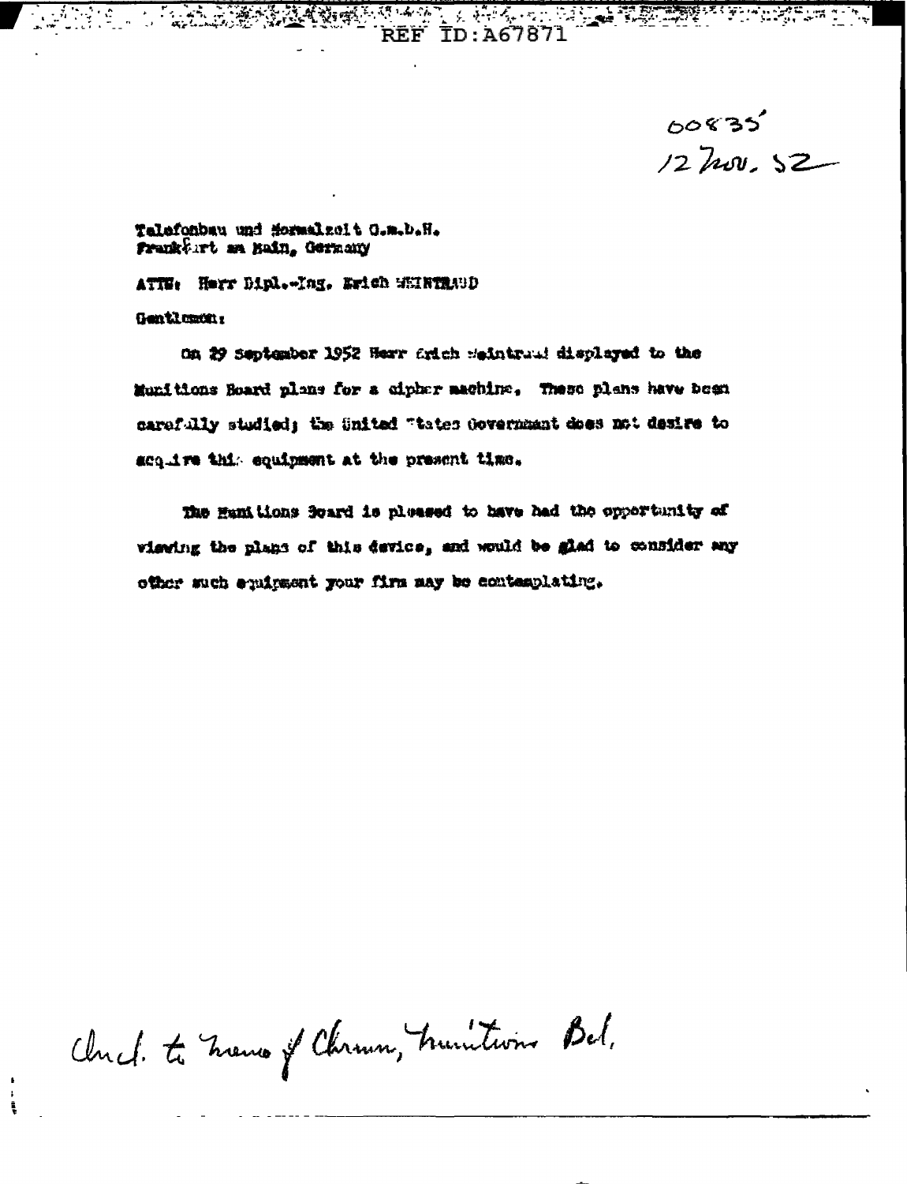00835
12 Nov. 52

Telefonbau und Normalzeit G.m.b.H.
Frankfurt am Main, Germany

ATTN: Herr Dipl.-Ing. Erich WEINTRAUD

Gentlemen:

On 29 September 1952 Herr Erich Weintraud displayed to the Munitions Board plans for a cipher machine. These plans have been carefully studied; the United States Government does not desire to acquire this equipment at the present time.

The Munitions Board is pleased to have had the opportunity of viewing the plans of this device, and would be glad to consider any other such equipment your firm may be contemplating.

Incl. to memo of Chrmn, Munitions Bd.